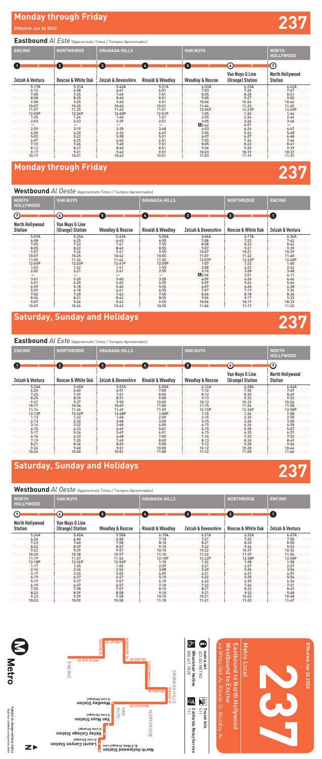# Monday through Friday

**Effective Jun 26 2022**

# 237

## Eastbound *Al Este* (Approximate Times / Tiempos Aproximados)

| ENCINO | NORTHRIDGE | GRANADA HILLS | | VAN NUYS | | NORTH HOLLYWOOD |
|---|---|---|---|---|---|---|
| 1 | 2 | 3 | 4 | 5 | 6 | 7 |
| Zelzah & Ventura | Roscoe & White Oak | Zelzah & Devonshire | Rinaldi & Woodley | Woodley & Roscoe | Van Nuys G Line (Orange) Station | North Hollywood Station |
| 5:17A | 5:31A | 5:42A | 5:51A | 6:03A | 6:23A | 6:43A |
| 6:12 | 6:28 | 6:41 | 6:51 | 7:03 | 7:26 | 7:47 |
| 7:08 | 7:25 | 7:40 | 7:51 | 8:05 | 8:28 | 8:51 |
| 8:08 | 8:25 | 8:40 | 8:51 | 9:05 | 9:27 | 9:50 |
| 9:08 | 9:25 | 9:40 | 9:51 | 10:04 | 10:24 | 10:46 |
| 10:07 | 10:25 | 10:40 | 10:51 | 11:04 | 11:23 | 11:45 |
| 11:07 | 11:25 | 11:40 | 11:51 | 12:04P | 12:23P | 12:45P |
| 12:05P | 12:24P | 12:40P | 12:51P | 1:05 | 1:24 | 1:46 |
| 1:05 | 1:24 | 1:40 | 1:51 | 2:05 | 2:24 | 2:46 |
| 2:03 | 2:23 | 2:39 | 2:51 | 3:05 | 3:24 | 3:46 |
| — | — | — | — | A 3:42 | 4:01 | — |
| 2:59 | 3:19 | 3:35 | 3:48 | 4:03 | 4:24 | 4:47 |
| 4:00 | 4:20 | 4:36 | 4:49 | 5:05 | 5:26 | 5:48 |
| 5:02 | 5:22 | 5:38 | 5:51 | 6:07 | 6:27 | 6:48 |
| 6:07 | 6:25 | 6:40 | 6:51 | 7:05 | 7:24 | 7:44 |
| 7:10 | 7:26 | 7:40 | 7:51 | 8:05 | 8:22 | 8:41 |
| 8:12 | 8:27 | 8:40 | 8:51 | 9:04 | 9:20 | 9:39 |
| 9:17 | 9:31 | 9:42 | 9:51 | 10:03 | 10:19 | 10:37 |
| 10:17 | 10:31 | 10:42 | 10:51 | 11:03 | 11:19 | 11:37 |

# Monday through Friday

# 237

## Westbound *Al Oeste* (Approximate Times / Tiempos Aproximados)

| NORTH HOLLYWOOD | VAN NUYS | | GRANADA HILLS | | NORTHRIDGE | ENCINO |
|---|---|---|---|---|---|---|
| 7 | 6 | 5 | 4 | 3 | 2 | 1 |
| North Hollywood Station | Van Nuys G Line (Orange) Station | Woodley & Roscoe | Rinaldi & Woodley | Zelzah & Devonshire | Roscoe & White Oak | Zelzah & Ventura |
| 5:09A | 5:25A | 5:43A | 5:55A | 6:06A | 6:17A | 6:34A |
| 6:08 | 6:25 | 6:43 | 6:55 | 7:08 | 7:23 | 7:42 |
| 7:05 | 7:22 | 7:41 | 7:55 | 8:08 | 8:23 | 8:42 |
| 8:05 | 8:22 | 8:40 | 8:55 | 9:07 | 9:21 | 9:39 |
| 9:07 | 9:24 | 9:41 | 9:55 | 10:07 | 10:21 | 10:39 |
| 10:07 | 10:25 | 10:42 | 10:55 | 11:07 | 11:22 | 11:40 |
| 11:05 | 11:24 | 11:42 | 11:55 | 12:07P | 12:22P | 12:40P |
| 12:04P | 12:23P | 12:41P | 12:55P | 1:07 | 1:22 | 1:40 |
| 1:03 | 1:22 | 1:41 | 1:55 | 2:08 | 2:23 | 2:42 |
| 2:02 | 2:21 | 2:41 | 2:55 | 3:10 | 3:28 | 3:48 |
| — | — | — | — | A 3:34 | 3:51 | 4:11 |
| 3:01 | 3:20 | 3:40 | 3:55 | 4:09 | 4:26 | 4:46 |
| 4:01 | 4:20 | 4:40 | 4:55 | 5:09 | 5:26 | 5:46 |
| 4:59 | 5:18 | 5:40 | 5:55 | 6:07 | 6:20 | 6:38 |
| 5:59 | 6:18 | 6:41 | 6:55 | 7:07 | 7:19 | 7:36 |
| 7:02 | 7:20 | 7:42 | 7:55 | 8:06 | 8:18 | 8:34 |
| 8:04 | 8:21 | 8:42 | 8:55 | 9:06 | 9:17 | 9:33 |
| 9:07 | 9:24 | 9:43 | 9:55 | 10:06 | 10:17 | 10:33 |
| 10:07 | 10:24 | 10:43 | 10:55 | 11:06 | 11:17 | 11:32 |

# Saturday, Sunday and Holidays

# 237

## Eastbound *Al Este* (Approximate Times / Tiempos Aproximados)

| ENCINO | NORTHRIDGE | GRANADA HILLS | | VAN NUYS | | NORTH HOLLYWOOD |
|---|---|---|---|---|---|---|
| 1 | 2 | 3 | 4 | 5 | 6 | 7 |
| Zelzah & Ventura | Roscoe & White Oak | Zelzah & Devonshire | Rinaldi & Woodley | Woodley & Roscoe | Van Nuys G Line (Orange) Station | North Hollywood Station |
| 5:26A | 5:40A | 5:51A | 6:00A | 6:12A | 6:28A | 6:46A |
| 6:26 | 6:40 | 6:51 | 7:00 | 7:12 | 7:30 | 7:49 |
| 7:25 | 7:39 | 7:51 | 8:00 | 8:12 | 8:30 | 8:49 |
| 8:25 | 8:39 | 8:51 | 9:00 | 9:13 | 9:32 | 9:52 |
| 9:21 | 9:37 | 9:50 | 10:00 | 10:13 | 10:33 | 10:54 |
| 10:17 | 10:34 | 10:49 | 11:00 | 11:15 | 11:36 | 11:58 |
| 11:16 | 11:34 | 11:49 | 11:59 | 12:15P | 12:36P | 12:58P |
| 12:13P | 12:32P | 12:48P | 1:00P | 1:15 | 1:36 | 1:58 |
| 1:13 | 1:32 | 1:48 | 2:00 | 2:15 | 2:36 | 2:58 |
| 2:13 | 2:32 | 2:48 | 3:00 | 3:15 | 3:36 | 3:58 |
| 3:14 | 3:32 | 3:48 | 4:00 | 4:15 | 4:36 | 4:58 |
| 4:15 | 4:33 | 4:49 | 5:01 | 5:15 | 5:35 | 5:57 |
| 5:17 | 5:34 | 5:49 | 6:01 | 6:15 | 6:35 | 6:57 |
| 6:16 | 6:33 | 6:48 | 7:00 | 7:14 | 7:33 | 7:53 |
| 7:19 | 7:35 | 7:49 | 8:00 | 8:13 | 8:30 | 8:49 |
| 8:21 | 8:36 | 8:49 | 9:00 | 9:12 | 9:28 | 9:46 |
| 9:26 | 9:40 | 9:51 | 10:00 | 10:12 | 10:28 | 10:46 |
| 10:26 | 10:40 | 10:51 | 11:00 | 11:12 | 11:28 | 11:46 |

# Saturday, Sunday and Holidays

# 237

## Westbound *Al Oeste* (Approximate Times / Tiempos Aproximados)

| NORTH HOLLYWOOD | VAN NUYS | | GRANADA HILLS | | NORTHRIDGE | ENCINO |
|---|---|---|---|---|---|---|
| 7 | 6 | 5 | 4 | 3 | 2 | 1 |
| North Hollywood Station | Van Nuys G Line (Orange) Station | Woodley & Roscoe | Rinaldi & Woodley | Zelzah & Devonshire | Roscoe & White Oak | Zelzah & Ventura |
| 5:24A | 5:40A | 5:58A | 6:10A | 6:21A | 6:32A | 6:47A |
| 6:24 | 6:40 | 6:58 | 7:10 | 7:21 | 7:33 | 7:50 |
| 7:23 | 7:40 | 7:58 | 8:10 | 8:21 | 8:33 | 8:50 |
| 8:22 | 8:39 | 8:57 | 9:10 | 9:22 | 9:36 | 9:53 |
| 9:22 | 9:39 | 9:57 | 10:10 | 10:22 | 10:37 | 10:56 |
| 10:20 | 10:38 | 10:57 | 11:10 | 11:22 | 11:37 | 11:56 |
| 11:19 | 11:37 | 11:56 | 12:10P | 12:22P | 12:38P | 12:58P |
| 12:18P | 12:36P | 12:56P | 1:10 | 1:22 | 1:38 | 1:58 |
| 1:17 | 1:35 | 1:55 | 2:09 | 2:21 | 2:37 | 2:57 |
| 2:16 | 2:34 | 2:54 | 3:08 | 3:20 | 3:36 | 3:56 |
| 3:17 | 3:35 | 3:55 | 4:09 | 4:21 | 4:37 | 4:57 |
| 4:19 | 4:37 | 4:57 | 5:10 | 5:22 | 5:35 | 5:54 |
| 5:19 | 5:37 | 5:57 | 6:10 | 6:22 | 6:35 | 6:54 |
| 6:19 | 6:37 | 6:57 | 7:10 | 7:22 | 7:34 | 7:51 |
| 7:20 | 7:38 | 7:57 | 8:10 | 8:21 | 8:33 | 8:49 |
| 8:22 | 8:39 | 8:58 | 9:10 | 9:21 | 9:32 | 9:48 |
| 9:23 | 9:39 | 9:58 | 10:10 | 10:21 | 10:32 | 10:48 |
| 10:23 | 10:39 | 10:58 | 11:10 | 11:21 | 11:32 | 11:47 |

ENCINO · GRANADA HILLS · NORTHRIDGE · VAN NUYS

White Oak Av · Roscoe Bl · Lindley Av · Nordhoff St · Zelzah Av · Chatsworth St · Balboa Bl · Woodley Av

Woodley Station (G Line (Orange)) · Van Nuys Station (G Line (Orange)) · Valley College Station (G Line (Orange)) · Laurel Canyon Station (G Line (Orange)) · North Hollywood Station (B (Red), Orange) Line

Metro

Subject to change without notice
Sujeto a cambios sin previo aviso

metro.net
323.GO.METRO

Wheelchair Hotline
800.621.7828

Travel Info
511

California Relay Service
711

# 237

Effective Jun 26 2022

**Metro Local**

Eastbound to North Hollywood
Westbound to Encino

*via White Oak Av, Rinaldi St, Woodley Av*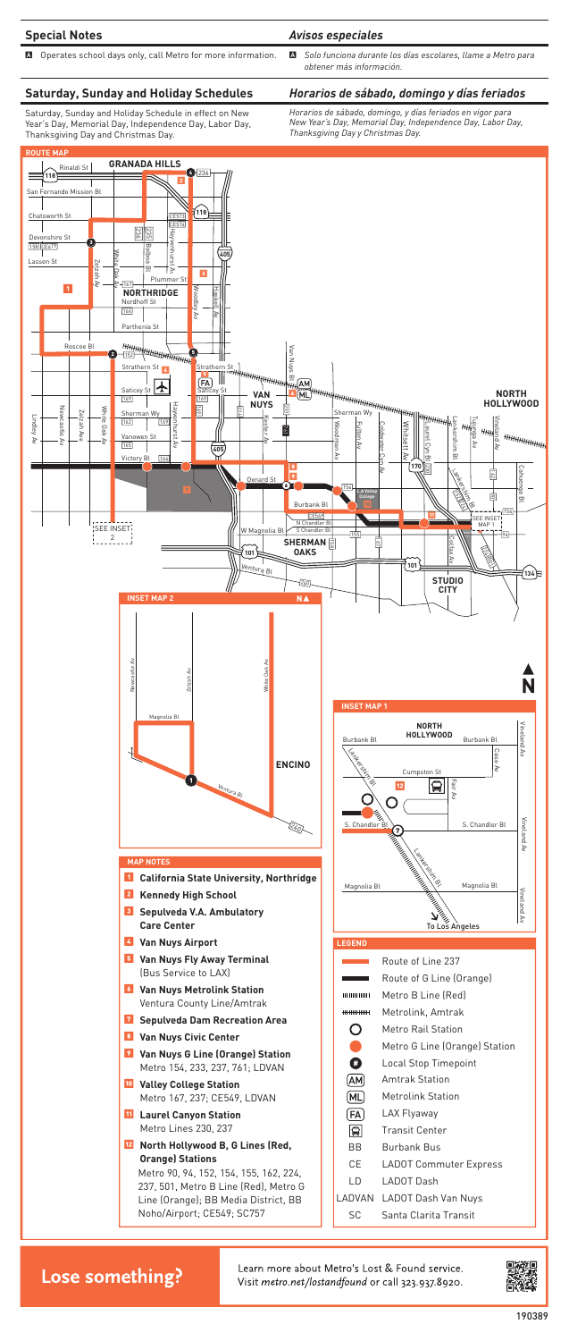## Special Notes

**A** Operates school days only, call Metro for more information.

## *Avisos especiales*

**A** *Solo funciona durante los días escolares, llame a Metro para obtener más información.*

## Saturday, Sunday and Holiday Schedules

Saturday, Sunday and Holiday Schedule in effect on New Year's Day, Memorial Day, Independence Day, Labor Day, Thanksgiving Day and Christmas Day.

## *Horarios de sábado, domingo y días feriados*

*Horarios de sábado, domingo, y días feriados en vigor para New Year's Day, Memorial Day, Independence Day, Labor Day, Thanksgiving Day y Christmas Day.*

### ROUTE MAP

### MAP NOTES

1. **California State University, Northridge**
2. **Kennedy High School**
3. **Sepulveda V.A. Ambulatory Care Center**
4. **Van Nuys Airport**
5. **Van Nuys Fly Away Terminal** (Bus Service to LAX)
6. **Van Nuys Metrolink Station** Ventura County Line/Amtrak
7. **Sepulveda Dam Recreation Area**
8. **Van Nuys Civic Center**
9. **Van Nuys G Line (Orange) Station** Metro 154, 233, 237, 761; LDVAN
10. **Valley College Station** Metro 167, 237; CE549, LDVAN
11. **Laurel Canyon Station** Metro Lines 230, 237
12. **North Hollywood B, G Lines (Red, Orange) Stations** Metro 90, 94, 152, 154, 155, 162, 224, 237, 501, Metro B Line (Red), Metro G Line (Orange); BB Media District, BB Noho/Airport; CE549; SC757

### LEGEND

- Route of Line 237
- Route of G Line (Orange)
- Metro B Line (Red)
- Metrolink, Amtrak
- Metro Rail Station
- Metro G Line (Orange) Station
- Local Stop Timepoint
- AM — Amtrak Station
- ML — Metrolink Station
- FA — LAX Flyaway
- Transit Center
- BB — Burbank Bus
- CE — LADOT Commuter Express
- LD — LADOT Dash
- LADVAN — LADOT Dash Van Nuys
- SC — Santa Clarita Transit

## Lose something?

Learn more about Metro's Lost & Found service. Visit *metro.net/lostandfound* or call 323.937.8920.

190389